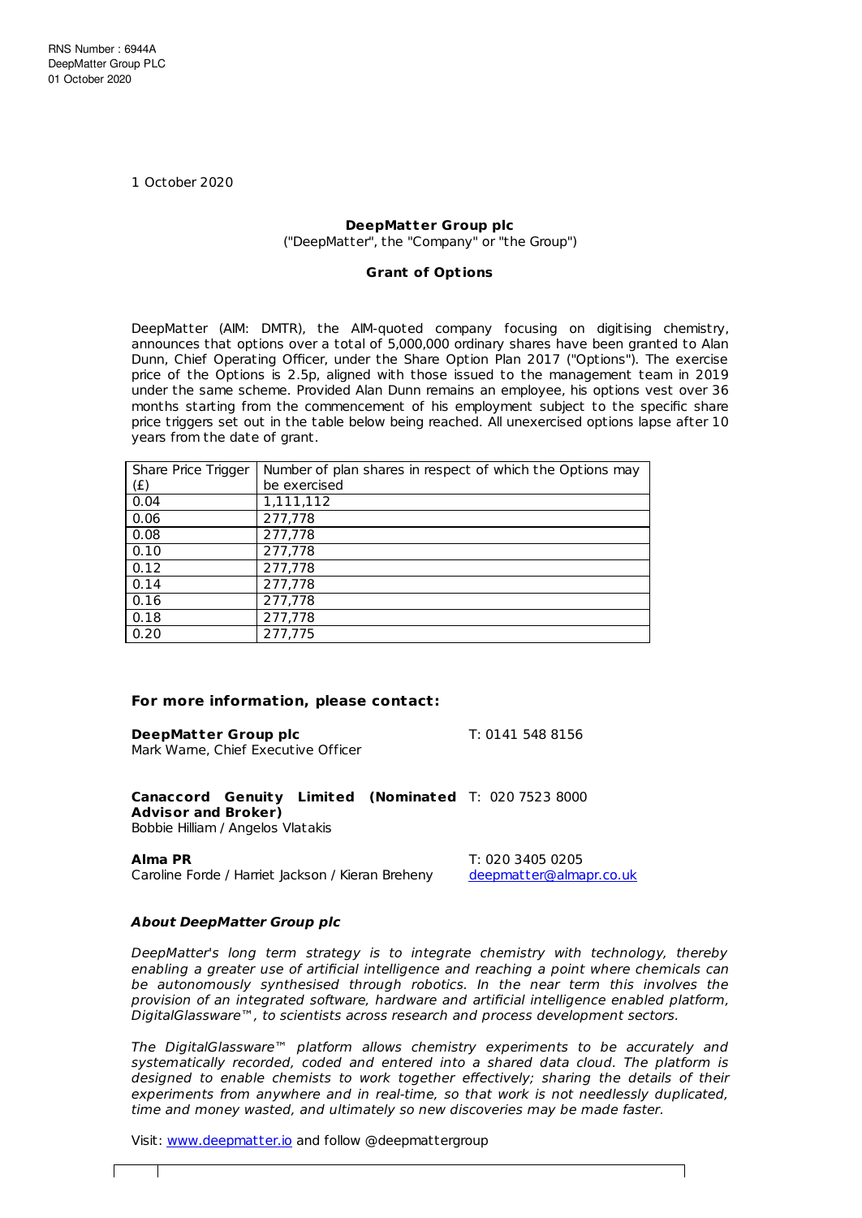RNS Number : 6944A
DeepMatter Group PLC
01 October 2020

1 October 2020

**DeepMatter Group plc**
("DeepMatter", the "Company" or "the Group")

**Grant of Options**

DeepMatter (AIM: DMTR), the AIM-quoted company focusing on digitising chemistry, announces that options over a total of 5,000,000 ordinary shares have been granted to Alan Dunn, Chief Operating Officer, under the Share Option Plan 2017 ("Options"). The exercise price of the Options is 2.5p, aligned with those issued to the management team in 2019 under the same scheme. Provided Alan Dunn remains an employee, his options vest over 36 months starting from the commencement of his employment subject to the specific share price triggers set out in the table below being reached. All unexercised options lapse after 10 years from the date of grant.

| Share Price Trigger (£) | Number of plan shares in respect of which the Options may be exercised |
|---|---|
| 0.04 | 1,111,112 |
| 0.06 | 277,778 |
| 0.08 | 277,778 |
| 0.10 | 277,778 |
| 0.12 | 277,778 |
| 0.14 | 277,778 |
| 0.16 | 277,778 |
| 0.18 | 277,778 |
| 0.20 | 277,775 |

**For more information, please contact:**

**DeepMatter Group plc** — T: 0141 548 8156
Mark Warne, Chief Executive Officer

**Canaccord Genuity Limited (Nominated Advisor and Broker)** — T: 020 7523 8000
Bobbie Hilliam / Angelos Vlatakis

**Alma PR** — T: 020 3405 0205
Caroline Forde / Harriet Jackson / Kieran Breheny — deepmatter@almapr.co.uk

***About DeepMatter Group plc***

*DeepMatter's long term strategy is to integrate chemistry with technology, thereby enabling a greater use of artificial intelligence and reaching a point where chemicals can be autonomously synthesised through robotics. In the near term this involves the provision of an integrated software, hardware and artificial intelligence enabled platform, DigitalGlassware™, to scientists across research and process development sectors.*

*The DigitalGlassware™ platform allows chemistry experiments to be accurately and systematically recorded, coded and entered into a shared data cloud. The platform is designed to enable chemists to work together effectively; sharing the details of their experiments from anywhere and in real-time, so that work is not needlessly duplicated, time and money wasted, and ultimately so new discoveries may be made faster.*

Visit: www.deepmatter.io and follow @deepmattergroup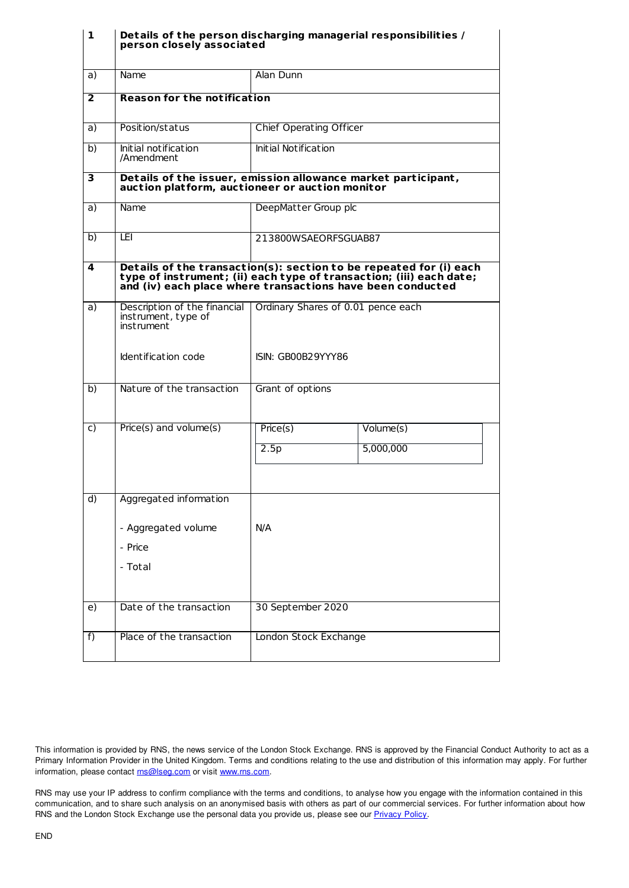| 1 | **Details of the person discharging managerial responsibilities / person closely associated** | |
|---|---|---|
| a) | Name | Alan Dunn |
| **2** | **Reason for the notification** | |
| a) | Position/status | Chief Operating Officer |
| b) | Initial notification /Amendment | Initial Notification |
| **3** | **Details of the issuer, emission allowance market participant, auction platform, auctioneer or auction monitor** | |
| a) | Name | DeepMatter Group plc |
| b) | LEI | 213800WSAEORFSGUAB87 |
| **4** | **Details of the transaction(s): section to be repeated for (i) each type of instrument; (ii) each type of transaction; (iii) each date; and (iv) each place where transactions have been conducted** | |
| a) | Description of the financial instrument, type of instrument<br><br>Identification code | Ordinary Shares of 0.01 pence each<br><br>ISIN: GB00B29YYY86 |
| b) | Nature of the transaction | Grant of options |
| c) | Price(s) and volume(s) | Price(s): 2.5p<br>Volume(s): 5,000,000 |
| d) | Aggregated information<br>- Aggregated volume<br>- Price<br>- Total | N/A |
| e) | Date of the transaction | 30 September 2020 |
| f) | Place of the transaction | London Stock Exchange |

This information is provided by RNS, the news service of the London Stock Exchange. RNS is approved by the Financial Conduct Authority to act as a Primary Information Provider in the United Kingdom. Terms and conditions relating to the use and distribution of this information may apply. For further information, please contact rns@lseg.com or visit www.rns.com.

RNS may use your IP address to confirm compliance with the terms and conditions, to analyse how you engage with the information contained in this communication, and to share such analysis on an anonymised basis with others as part of our commercial services. For further information about how RNS and the London Stock Exchange use the personal data you provide us, please see our Privacy Policy.

END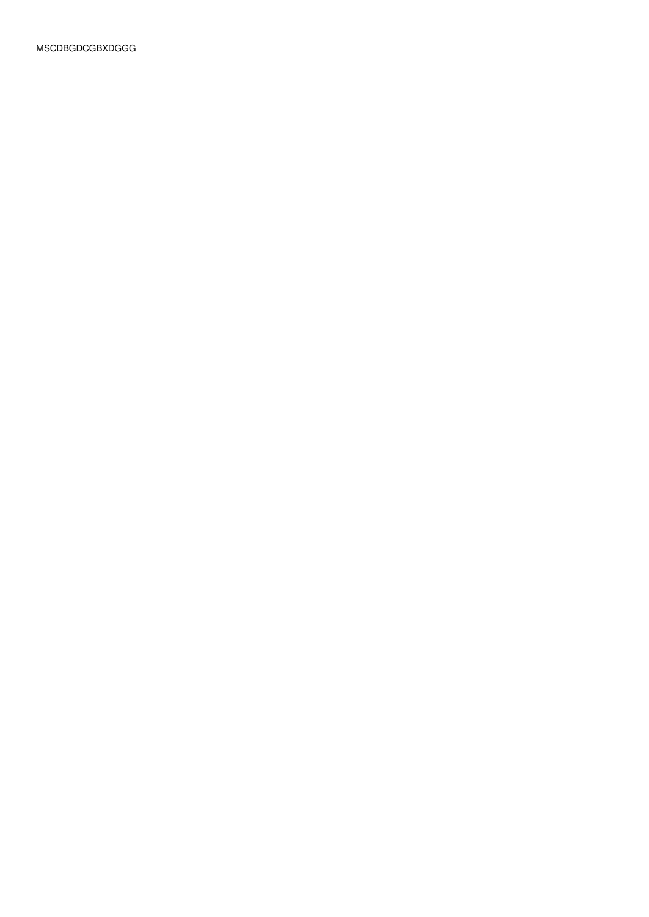MSCDBGDCGBXDGGG